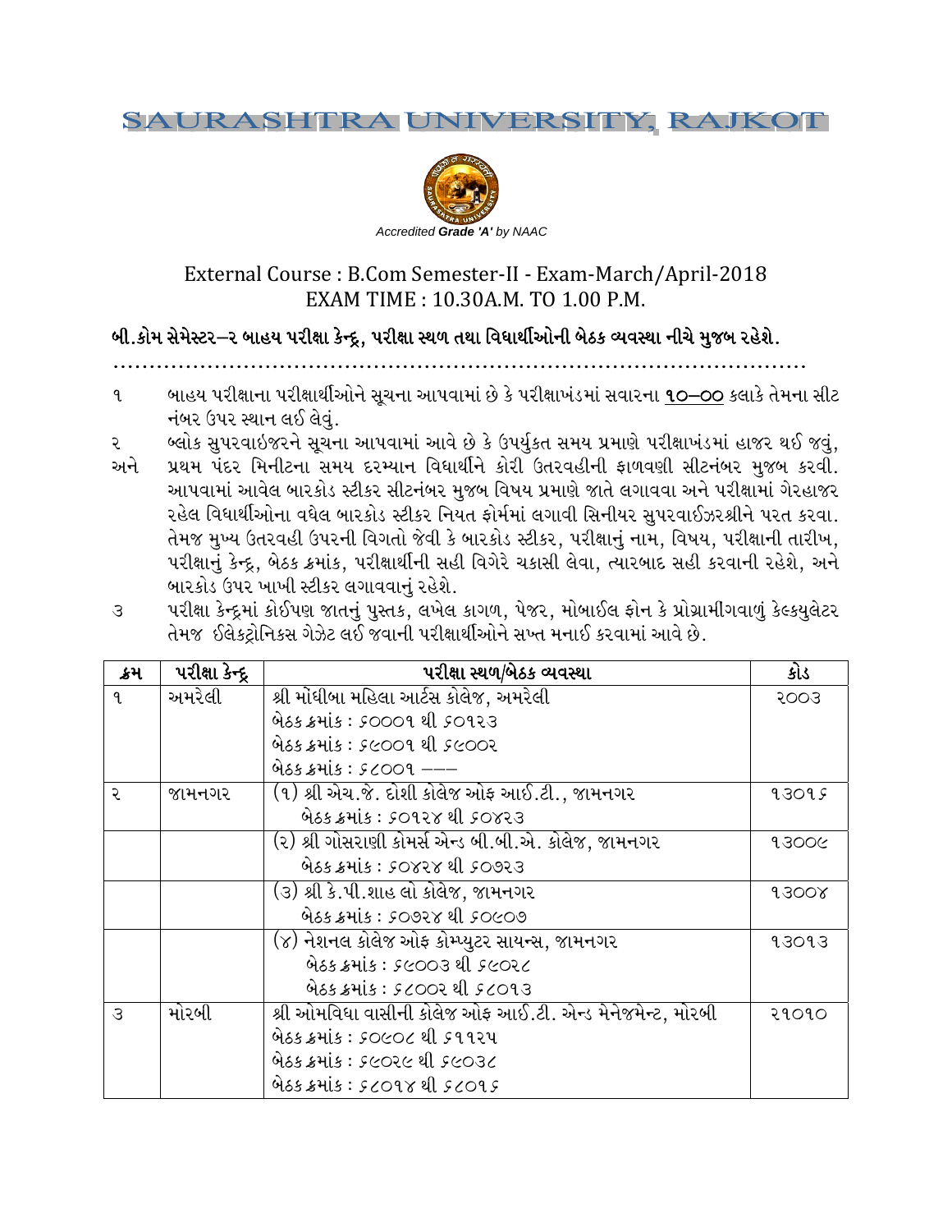# SAURASHTRA UNIVERSITY, RAJKOT

*Accredited **Grade 'A'** by NAAC*

## External Course : B.Com Semester-II - Exam-March/April-2018
## EXAM TIME : 10.30A.M. TO 1.00 P.M.

**બી.કોમ સેમેસ્ટર–ર બાહય પરીક્ષા કેન્દ્ર, પરીક્ષા સ્થળ તથા વિધાર્થીઓની બેઠક વ્યવસ્થા નીચે મુજબ રહેશે.**

..........................................................................................................

૧ બાહય પરીક્ષાના પરીક્ષાર્થીઓને સૂચના આપવામાં છે કે પરીક્ષાખંડમાં સવારના **૧૦–૦૦** કલાકે તેમના સીટ નંબર ઉપર સ્થાન લઈ લેવું.

ર બ્લોક સુપરવાઇઝરને સૂચના આપવામાં આવે છે કે ઉપર્યુકત સમય પ્રમાણે પરીક્ષાખંડમાં હાજર થઈ જવું,
અને પ્રથમ પંદર મિનીટના સમય દરમ્યાન વિધાર્થીને કોરી ઉતરવહીની ફાળવણી સીટનંબર મુજબ કરવી. આપવામાં આવેલ બારકોડ સ્ટીકર સીટનંબર મુજબ વિષય પ્રમાણે જાતે લગાવવા અને પરીક્ષામાં ગેરહાજર રહેલ વિધાર્થીઓના વધેલ બારકોડ સ્ટીકર નિયત ફોર્મમાં લગાવી સિનીયર સુપરવાઈઝરશ્રીને પરત કરવા. તેમજ મુખ્ય ઉતરવહી ઉપરની વિગતો જેવી કે બારકોડ સ્ટીકર, પરીક્ષાનું નામ, વિષય, પરીક્ષાની તારીખ, પરીક્ષાનું કેન્દ્ર, બેઠક ક્રમાંક, પરીક્ષાર્થીની સહી વિગેરે ચકાસી લેવા, ત્યારબાદ સહી કરવાની રહેશે, અને બારકોડ ઉપર ખાખી સ્ટીકર લગાવવાનું રહેશે.

૩ પરીક્ષા કેન્દ્રમાં કોઈપણ જાતનું પુસ્તક, લખેલ કાગળ, પેજર, મોબાઈલ ફોન કે પ્રોગ્રામીગવાળું કેલ્કયુલેટર તેમજ ઈલેકટ્રોનિકસ ગેઝેટ લઈ જવાની પરીક્ષાર્થીઓને સખ્ત મનાઈ કરવામાં આવે છે.

| ક્રમ | પરીક્ષા કેન્દ્ર | પરીક્ષા સ્થળ/બેઠક વ્યવસ્થા | કોડ |
|---|---|---|---|
| ૧ | અમરેલી | શ્રી મોંઘીબા મહિલા આર્ટસ કોલેજ, અમરેલી<br>બેઠક ક્રમાંક : ૬૦૦૦૧ થી ૬૦૧૨૩<br>બેઠક ક્રમાંક : ૬૯૦૦૧ થી ૬૯૦૦૨<br>બેઠક ક્રમાંક : ૬૮૦૦૧ ––– | ૨૦૦૩ |
| ર | જામનગર | (૧) શ્રી એચ.જે. દોશી કોલેજ ઓફ આઈ.ટી., જામનગર<br>બેઠક ક્રમાંક : ૬૦૧૨૪ થી ૬૦૪૨૩ | ૧૩૦૧૬ |
| | | (ર) શ્રી ગોસરાણી કોમર્સ એન્ડ બી.બી.એ. કોલેજ, જામનગર<br>બેઠક ક્રમાંક : ૬૦૪૨૪ થી ૬૦૭૨૩ | ૧૩૦૦૯ |
| | | (૩) શ્રી કે.પી.શાહ લો કોલેજ, જામનગર<br>બેઠક ક્રમાંક : ૬૦૭૨૪ થી ૬૦૯૦૭ | ૧૩૦૦૪ |
| | | (૪) નેશનલ કોલેજ ઓફ કોમ્પ્યુટર સાયન્સ, જામનગર<br>બેઠક ક્રમાંક : ૬૯૦૦૩ થી ૬૯૦૨૮<br>બેઠક ક્રમાંક : ૬૮૦૦૨ થી ૬૮૦૧૩ | ૧૩૦૧૩ |
| ૩ | મોરબી | શ્રી ઓમવિધા વાસીની કોલેજ ઓફ આઈ.ટી. એન્ડ મેનેજમેન્ટ, મોરબી<br>બેઠક ક્રમાંક : ૬૦૯૦૮ થી ૬૧૧૨૫<br>બેઠક ક્રમાંક : ૬૯૦૨૯ થી ૬૯૦૩૮<br>બેઠક ક્રમાંક : ૬૮૦૧૪ થી ૬૮૦૧૬ | ૨૧૦૧૦ |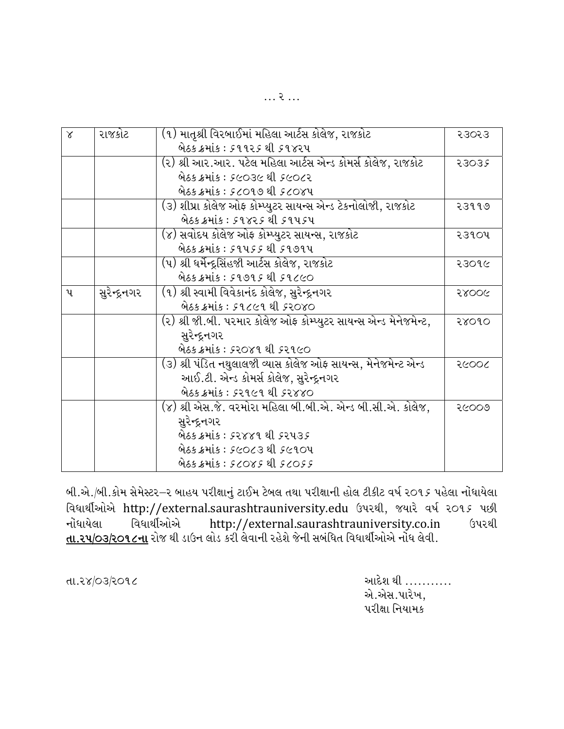| ૪ | રાજકોટ | (૧) માતૃશ્રી વિરબાઈમાં મહિલા આર્ટસ કોલેજ, રાજકોટ<br>બેઠક ક્રમાંક : ૬૧૧૨૬ થી ૬૧૪૨૫ | ૨૩૦૨૩ |
|---|---|---|---|
| | | (૨) શ્રી આર.આર. પટેલ મહિલા આર્ટસ એન્ડ કોમર્સ કોલેજ, રાજકોટ<br>બેઠક ક્રમાંક : ૬૯૦૩૯ થી ૬૯૦૮૨<br>બેઠક ક્રમાંક : ૬૮૦૧૭ થી ૬૮૦૪૫ | ૨૩૦૩૬ |
| | | (૩) શીપ્રા કોલેજ ઓફ કોમ્પ્યુટર સાયન્સ એન્ડ ટેકનોલોજી, રાજકોટ<br>બેઠક ક્રમાંક : ૬૧૪૨૬ થી ૬૧૫૬૫ | ૨૩૧૧૭ |
| | | (૪) સવોદય કોલેજ ઓફ કોમ્પ્યુટર સાયન્સ, રાજકોટ<br>બેઠક ક્રમાંક : ૬૧૫૬૬ થી ૬૧૭૧૫ | ૨૩૧૦૫ |
| | | (૫) શ્રી ધર્મેન્દ્રસિંહજી આર્ટસ કોલેજ, રાજકોટ<br>બેઠક ક્રમાંક : ૬૧૭૧૬ થી ૬૧૮૯૦ | ૨૩૦૧૯ |
| ૫ | સુરેન્દ્રનગર | (૧) શ્રી સ્વામી વિવેકાનંદ કોલેજ, સુરેન્દ્રનગર<br>બેઠક ક્રમાંક : ૬૧૮૯૧ થી ૬૨૦૪૦ | ૨૪૦૦૯ |
| | | (૨) શ્રી જી.બી. પરમાર કોલેજ ઓફ કોમ્પ્યુટર સાયન્સ એન્ડ મેનેજમેન્ટ, સુરેન્દ્રનગર<br>બેઠક ક્રમાંક : ૬૨૦૪૧ થી ૬૨૧૯૦ | ૨૪૦૧૦ |
| | | (૩) શ્રી પંડિત નથુલાલજી વ્યાસ કોલેજ ઓફ સાયન્સ, મેનેજમેન્ટ એન્ડ આઈ.ટી. એન્ડ કોમર્સ કોલેજ, સુરેન્દ્રનગર<br>બેઠક ક્રમાંક : ૬૨૧૯૧ થી ૬૨૪૪૦ | ૨૯૦૦૮ |
| | | (૪) શ્રી એસ.જે. વરમોરા મહિલા બી.બી.એ. એન્ડ બી.સી.એ. કોલેજ, સુરેન્દ્રનગર<br>બેઠક ક્રમાંક : ૬૨૪૪૧ થી ૬૨૫૩૬<br>બેઠક ક્રમાંક : ૬૯૦૮૩ થી ૬૯૧૦૫<br>બેઠક ક્રમાંક : ૬૮૦૪૬ થી ૬૮૦૬૬ | ૨૯૦૦૭ |

બી.એ./બી.કોમ સેમેસ્ટર–૨ બાહય પરીક્ષાનું ટાઈમ ટેબલ તથા પરીક્ષાની હોલ ટીકીટ વર્ષ ૨૦૧૬ પહેલા નોંધાયેલા વિધાર્થીઓએ http://external.saurashtrauniversity.edu ઉપરથી, જયારે વર્ષ ૨૦૧૬ પછી નોંધાયેલા વિધાર્થીઓએ http://external.saurashtrauniversity.co.in ઉપરથી **તા.૨૫/૦૩/૨૦૧૮ના** રોજ થી ડાઉન લોડ કરી લેવાની રહેશે જેની સબંધિત વિધાર્થીઓએ નોંધ લેવી.

તા.૨૪/૦૩/૨૦૧૮

આદેશ થી ...........
એ.એસ.પારેખ,
પરીક્ષા નિયામક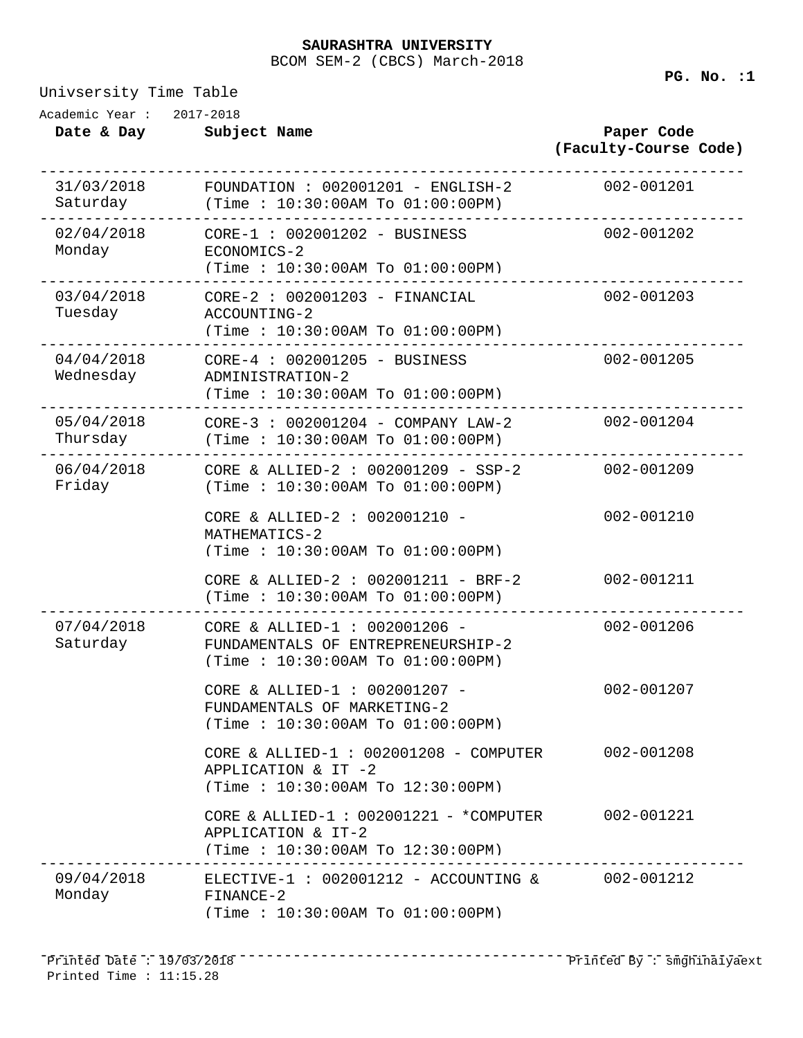**SAURASHTRA UNIVERSITY**

BCOM SEM-2 (CBCS) March-2018

Univsersity Time Table

Academic Year : 2017-2018

| Date & Day | Subject Name | Paper Code (Faculty-Course Code) |
|---|---|---|
| 31/03/2018 Saturday | FOUNDATION : 002001201 - ENGLISH-2 (Time : 10:30:00AM To 01:00:00PM) | 002-001201 |
| 02/04/2018 Monday | CORE-1 : 002001202 - BUSINESS ECONOMICS-2 (Time : 10:30:00AM To 01:00:00PM) | 002-001202 |
| 03/04/2018 Tuesday | CORE-2 : 002001203 - FINANCIAL ACCOUNTING-2 (Time : 10:30:00AM To 01:00:00PM) | 002-001203 |
| 04/04/2018 Wednesday | CORE-4 : 002001205 - BUSINESS ADMINISTRATION-2 (Time : 10:30:00AM To 01:00:00PM) | 002-001205 |
| 05/04/2018 Thursday | CORE-3 : 002001204 - COMPANY LAW-2 (Time : 10:30:00AM To 01:00:00PM) | 002-001204 |
| 06/04/2018 Friday | CORE & ALLIED-2 : 002001209 - SSP-2 (Time : 10:30:00AM To 01:00:00PM) | 002-001209 |
| | CORE & ALLIED-2 : 002001210 - MATHEMATICS-2 (Time : 10:30:00AM To 01:00:00PM) | 002-001210 |
| | CORE & ALLIED-2 : 002001211 - BRF-2 (Time : 10:30:00AM To 01:00:00PM) | 002-001211 |
| 07/04/2018 Saturday | CORE & ALLIED-1 : 002001206 - FUNDAMENTALS OF ENTREPRENEURSHIP-2 (Time : 10:30:00AM To 01:00:00PM) | 002-001206 |
| | CORE & ALLIED-1 : 002001207 - FUNDAMENTALS OF MARKETING-2 (Time : 10:30:00AM To 01:00:00PM) | 002-001207 |
| | CORE & ALLIED-1 : 002001208 - COMPUTER APPLICATION & IT -2 (Time : 10:30:00AM To 12:30:00PM) | 002-001208 |
| | CORE & ALLIED-1 : 002001221 - *COMPUTER APPLICATION & IT-2 (Time : 10:30:00AM To 12:30:00PM) | 002-001221 |
| 09/04/2018 Monday | ELECTIVE-1 : 002001212 - ACCOUNTING & FINANCE-2 (Time : 10:30:00AM To 01:00:00PM) | 002-001212 |

Printed Date : 19/03/2018
Printed Time : 11:15.28
Printed By : smghinaiyaext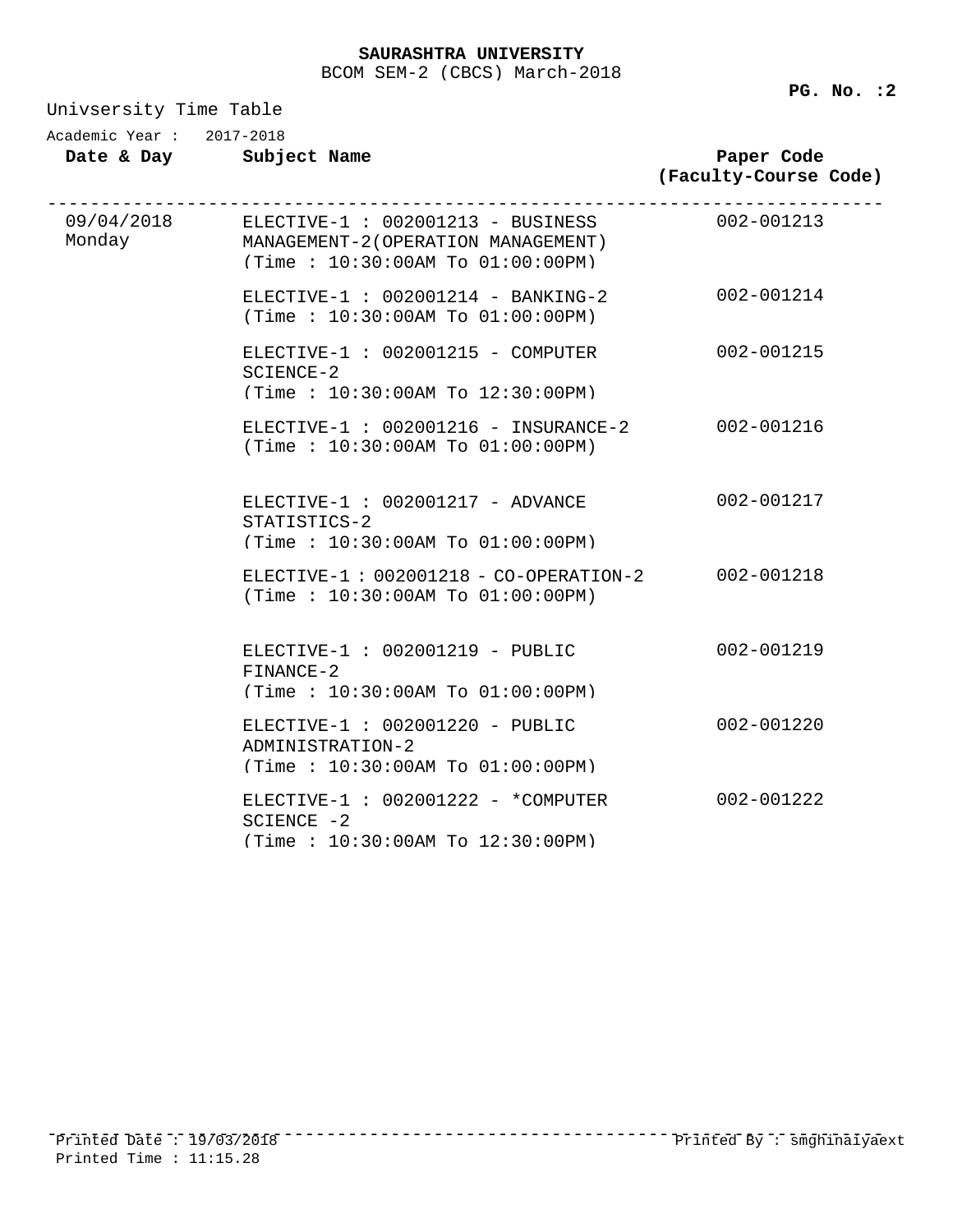**SAURASHTRA UNIVERSITY**

BCOM SEM-2 (CBCS) March-2018

Univsersity Time Table

Academic Year : 2017-2018

| Date & Day | Subject Name | Paper Code (Faculty-Course Code) |
|---|---|---|
| 09/04/2018 Monday | ELECTIVE-1 : 002001213 - BUSINESS MANAGEMENT-2(OPERATION MANAGEMENT) (Time : 10:30:00AM To 01:00:00PM) | 002-001213 |
| | ELECTIVE-1 : 002001214 - BANKING-2 (Time : 10:30:00AM To 01:00:00PM) | 002-001214 |
| | ELECTIVE-1 : 002001215 - COMPUTER SCIENCE-2 (Time : 10:30:00AM To 12:30:00PM) | 002-001215 |
| | ELECTIVE-1 : 002001216 - INSURANCE-2 (Time : 10:30:00AM To 01:00:00PM) | 002-001216 |
| | ELECTIVE-1 : 002001217 - ADVANCE STATISTICS-2 (Time : 10:30:00AM To 01:00:00PM) | 002-001217 |
| | ELECTIVE-1 : 002001218 - CO-OPERATION-2 (Time : 10:30:00AM To 01:00:00PM) | 002-001218 |
| | ELECTIVE-1 : 002001219 - PUBLIC FINANCE-2 (Time : 10:30:00AM To 01:00:00PM) | 002-001219 |
| | ELECTIVE-1 : 002001220 - PUBLIC ADMINISTRATION-2 (Time : 10:30:00AM To 01:00:00PM) | 002-001220 |
| | ELECTIVE-1 : 002001222 - *COMPUTER SCIENCE -2 (Time : 10:30:00AM To 12:30:00PM) | 002-001222 |

Printed Date : 19/03/2018
Printed Time : 11:15.28

Printed By : smghinaiyaext